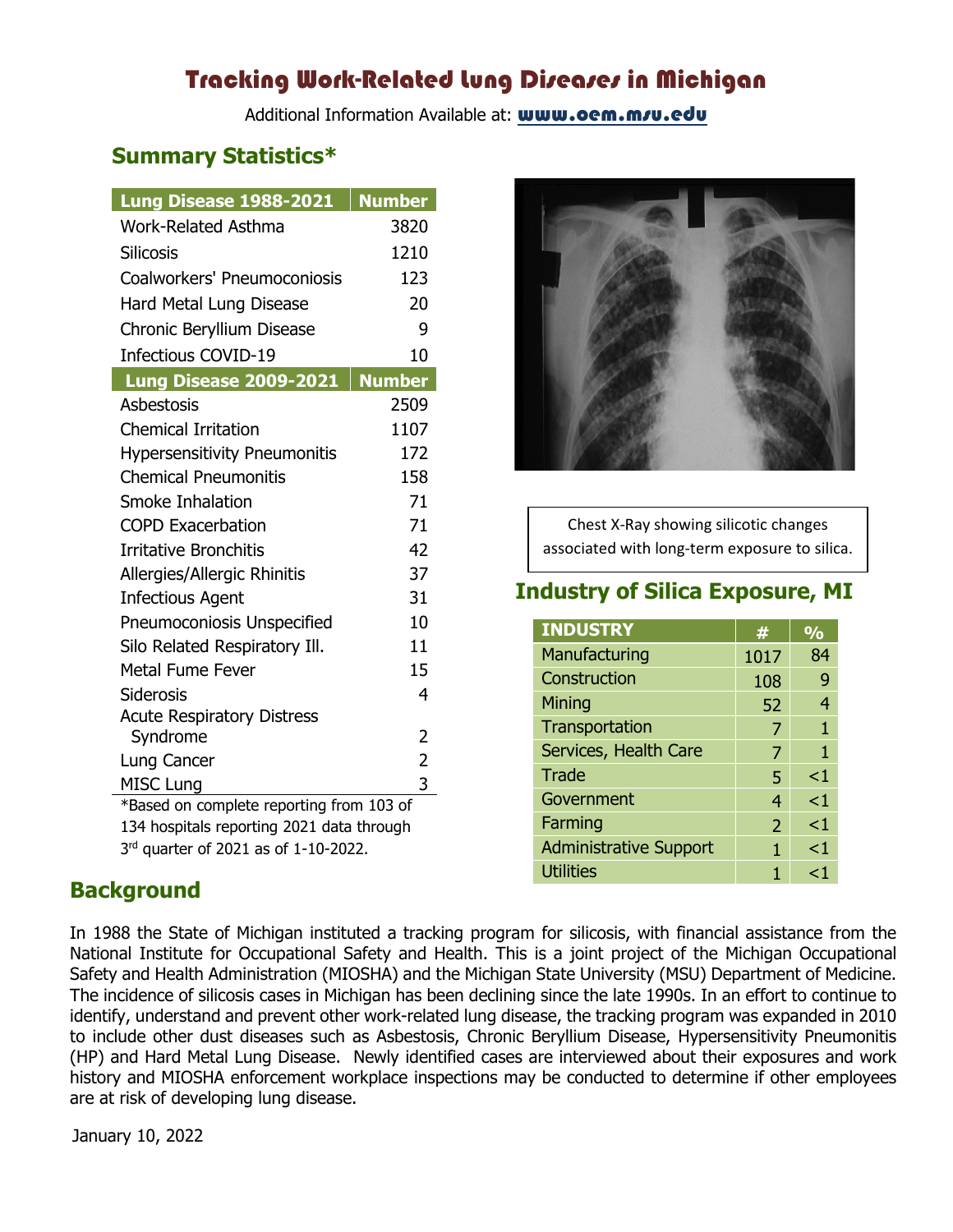# Tracking Work-Related Lung Diseases in Michigan

Additional Information Available at: **www.oem.msu.edu**

## Summary Statistics*

| Lung Disease 1988-2021 | Number |
|---|---|
| Work-Related Asthma | 3820 |
| Silicosis | 1210 |
| Coalworkers' Pneumoconiosis | 123 |
| Hard Metal Lung Disease | 20 |
| Chronic Beryllium Disease | 9 |
| Infectious COVID-19 | 10 |
| **Lung Disease 2009-2021** | **Number** |
| Asbestosis | 2509 |
| Chemical Irritation | 1107 |
| Hypersensitivity Pneumonitis | 172 |
| Chemical Pneumonitis | 158 |
| Smoke Inhalation | 71 |
| COPD Exacerbation | 71 |
| Irritative Bronchitis | 42 |
| Allergies/Allergic Rhinitis | 37 |
| Infectious Agent | 31 |
| Pneumoconiosis Unspecified | 10 |
| Silo Related Respiratory Ill. | 11 |
| Metal Fume Fever | 15 |
| Siderosis | 4 |
| Acute Respiratory Distress Syndrome | 2 |
| Lung Cancer | 2 |
| MISC Lung | 3 |

*Based on complete reporting from 103 of 134 hospitals reporting 2021 data through 3rd quarter of 2021 as of 1-10-2022.

Chest X-Ray showing silicotic changes associated with long-term exposure to silica.

## Industry of Silica Exposure, MI

| INDUSTRY | # | % |
|---|---|---|
| Manufacturing | 1017 | 84 |
| Construction | 108 | 9 |
| Mining | 52 | 4 |
| Transportation | 7 | 1 |
| Services, Health Care | 7 | 1 |
| Trade | 5 | <1 |
| Government | 4 | <1 |
| Farming | 2 | <1 |
| Administrative Support | 1 | <1 |
| Utilities | 1 | <1 |

## Background

In 1988 the State of Michigan instituted a tracking program for silicosis, with financial assistance from the National Institute for Occupational Safety and Health. This is a joint project of the Michigan Occupational Safety and Health Administration (MIOSHA) and the Michigan State University (MSU) Department of Medicine. The incidence of silicosis cases in Michigan has been declining since the late 1990s. In an effort to continue to identify, understand and prevent other work-related lung disease, the tracking program was expanded in 2010 to include other dust diseases such as Asbestosis, Chronic Beryllium Disease, Hypersensitivity Pneumonitis (HP) and Hard Metal Lung Disease. Newly identified cases are interviewed about their exposures and work history and MIOSHA enforcement workplace inspections may be conducted to determine if other employees are at risk of developing lung disease.

January 10, 2022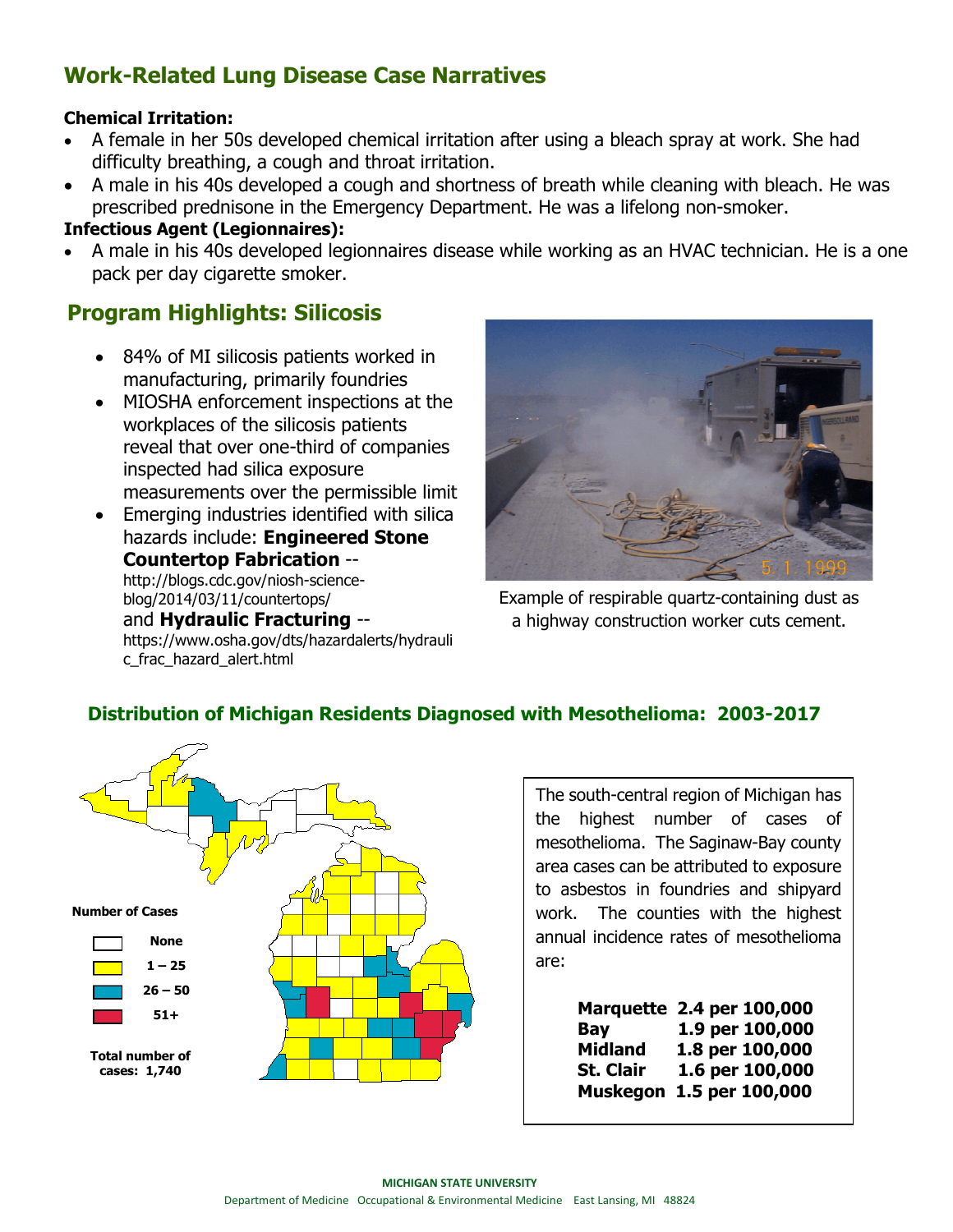## Work-Related Lung Disease Case Narratives

**Chemical Irritation:**

- A female in her 50s developed chemical irritation after using a bleach spray at work. She had difficulty breathing, a cough and throat irritation.
- A male in his 40s developed a cough and shortness of breath while cleaning with bleach. He was prescribed prednisone in the Emergency Department. He was a lifelong non-smoker.

**Infectious Agent (Legionnaires):**

- A male in his 40s developed legionnaires disease while working as an HVAC technician. He is a one pack per day cigarette smoker.

## Program Highlights: Silicosis

- 84% of MI silicosis patients worked in manufacturing, primarily foundries
- MIOSHA enforcement inspections at the workplaces of the silicosis patients reveal that over one-third of companies inspected had silica exposure measurements over the permissible limit
- Emerging industries identified with silica hazards include: **Engineered Stone Countertop Fabrication** -- http://blogs.cdc.gov/niosh-science-blog/2014/03/11/countertops/ and **Hydraulic Fracturing** -- https://www.osha.gov/dts/hazardalerts/hydraulic_frac_hazard_alert.html

5. 1. 1999

Example of respirable quartz-containing dust as a highway construction worker cuts cement.

### Distribution of Michigan Residents Diagnosed with Mesothelioma: 2003-2017

**Number of Cases**

None
1 – 25
26 – 50
51+

**Total number of cases: 1,740**

The south-central region of Michigan has the highest number of cases of mesothelioma. The Saginaw-Bay county area cases can be attributed to exposure to asbestos in foundries and shipyard work. The counties with the highest annual incidence rates of mesothelioma are:

| | |
|---|---|
| **Marquette** | **2.4 per 100,000** |
| **Bay** | **1.9 per 100,000** |
| **Midland** | **1.8 per 100,000** |
| **St. Clair** | **1.6 per 100,000** |
| **Muskegon** | **1.5 per 100,000** |

**MICHIGAN STATE UNIVERSITY**

Department of Medicine Occupational & Environmental Medicine East Lansing, MI 48824